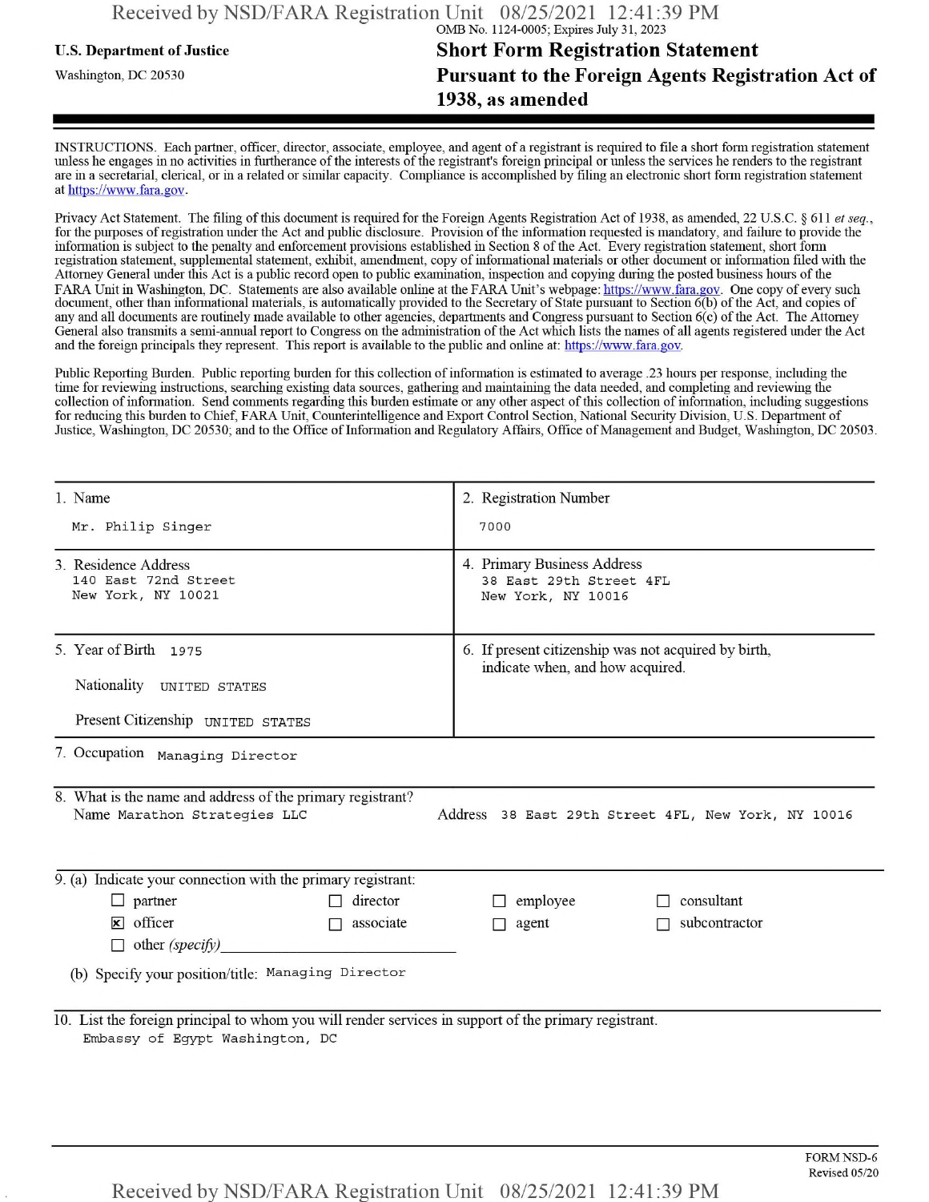U.S. Department of Justice
Washington, DC 20530

OMB No. 1124-0005; Expires July 31, 2023

# Short Form Registration Statement Pursuant to the Foreign Agents Registration Act of 1938, as amended

INSTRUCTIONS. Each partner, officer, director, associate, employee, and agent of a registrant is required to file a short form registration statement unless he engages in no activities in furtherance of the interests of the registrant's foreign principal or unless the services he renders to the registrant are in a secretarial, clerical, or in a related or similar capacity. Compliance is accomplished by filing an electronic short form registration statement at https://www.fara.gov.

Privacy Act Statement. The filing of this document is required for the Foreign Agents Registration Act of 1938, as amended, 22 U.S.C. § 611 *et seq.*, for the purposes of registration under the Act and public disclosure. Provision of the information requested is mandatory, and failure to provide the information is subject to the penalty and enforcement provisions established in Section 8 of the Act. Every registration statement, short form registration statement, supplemental statement, exhibit, amendment, copy of informational materials or other document or information filed with the Attorney General under this Act is a public record open to public examination, inspection and copying during the posted business hours of the FARA Unit in Washington, DC. Statements are also available online at the FARA Unit's webpage: https://www.fara.gov. One copy of every such document, other than informational materials, is automatically provided to the Secretary of State pursuant to Section 6(b) of the Act, and copies of any and all documents are routinely made available to other agencies, departments and Congress pursuant to Section 6(c) of the Act. The Attorney General also transmits a semi-annual report to Congress on the administration of the Act which lists the names of all agents registered under the Act and the foreign principals they represent. This report is available to the public and online at: https://www.fara.gov.

Public Reporting Burden. Public reporting burden for this collection of information is estimated to average .23 hours per response, including the time for reviewing instructions, searching existing data sources, gathering and maintaining the data needed, and completing and reviewing the collection of information. Send comments regarding this burden estimate or any other aspect of this collection of information, including suggestions for reducing this burden to Chief, FARA Unit, Counterintelligence and Export Control Section, National Security Division, U.S. Department of Justice, Washington, DC 20530; and to the Office of Information and Regulatory Affairs, Office of Management and Budget, Washington, DC 20503.

| | |
|---|---|
| 1. Name<br>Mr. Philip Singer | 2. Registration Number<br>7000 |
| 3. Residence Address<br>140 East 72nd Street<br>New York, NY 10021 | 4. Primary Business Address<br>38 East 29th Street 4FL<br>New York, NY 10016 |
| 5. Year of Birth 1975<br>Nationality UNITED STATES<br>Present Citizenship UNITED STATES | 6. If present citizenship was not acquired by birth, indicate when, and how acquired. |

7. Occupation Managing Director

8. What is the name and address of the primary registrant?
Name Marathon Strategies LLC
Address 38 East 29th Street 4FL, New York, NY 10016

9. (a) Indicate your connection with the primary registrant:

- ☐ partner
- ☐ director
- ☐ employee
- ☐ consultant
- ☒ officer
- ☐ associate
- ☐ agent
- ☐ subcontractor
- ☐ other *(specify)*

(b) Specify your position/title: Managing Director

10. List the foreign principal to whom you will render services in support of the primary registrant.
Embassy of Egypt Washington, DC

FORM NSD-6
Revised 05/20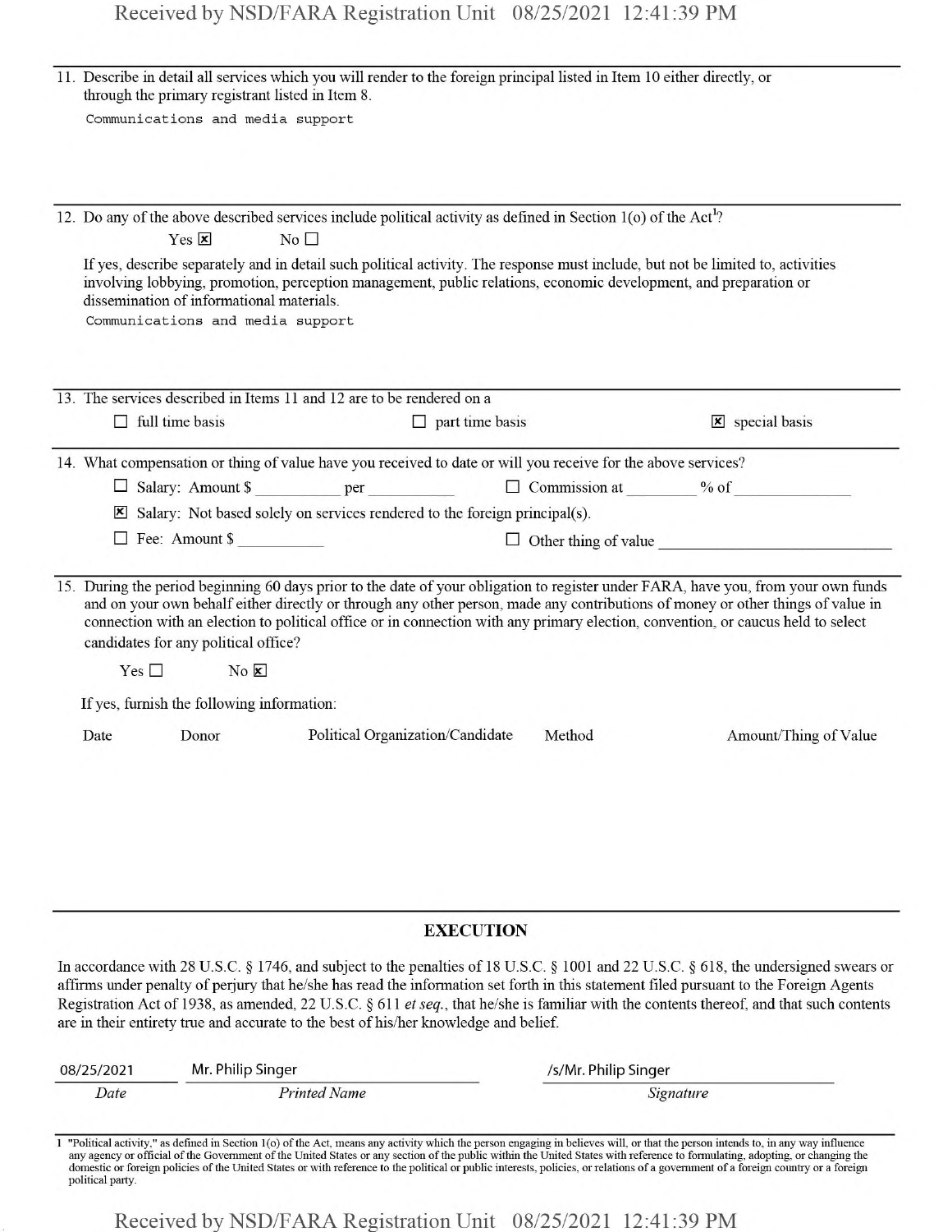11. Describe in detail all services which you will render to the foreign principal listed in Item 10 either directly, or through the primary registrant listed in Item 8.

    Communications and media support

12. Do any of the above described services include political activity as defined in Section 1(o) of the Act[1]?

    Yes ☒ No ☐

    If yes, describe separately and in detail such political activity. The response must include, but not be limited to, activities involving lobbying, promotion, perception management, public relations, economic development, and preparation or dissemination of informational materials.

    Communications and media support

13. The services described in Items 11 and 12 are to be rendered on a

    ☐ full time basis ☐ part time basis ☒ special basis

14. What compensation or thing of value have you received to date or will you receive for the above services?

    ☐ Salary: Amount $ __________ per __________ ☐ Commission at ________ % of ______________

    ☒ Salary: Not based solely on services rendered to the foreign principal(s).

    ☐ Fee: Amount $ __________ ☐ Other thing of value ____________________________

15. During the period beginning 60 days prior to the date of your obligation to register under FARA, have you, from your own funds and on your own behalf either directly or through any other person, made any contributions of money or other things of value in connection with an election to political office or in connection with any primary election, convention, or caucus held to select candidates for any political office?

    Yes ☐ No ☒

    If yes, furnish the following information:

| Date | Donor | Political Organization/Candidate | Method | Amount/Thing of Value |
| --- | --- | --- | --- | --- |

## EXECUTION

In accordance with 28 U.S.C. § 1746, and subject to the penalties of 18 U.S.C. § 1001 and 22 U.S.C. § 618, the undersigned swears or affirms under penalty of perjury that he/she has read the information set forth in this statement filed pursuant to the Foreign Agents Registration Act of 1938, as amended, 22 U.S.C. § 611 *et seq.*, that he/she is familiar with the contents thereof, and that such contents are in their entirety true and accurate to the best of his/her knowledge and belief.

| 08/25/2021 | Mr. Philip Singer | /s/Mr. Philip Singer |
| --- | --- | --- |
| *Date* | *Printed Name* | *Signature* |

1 "Political activity," as defined in Section 1(o) of the Act, means any activity which the person engaging in believes will, or that the person intends to, in any way influence any agency or official of the Government of the United States or any section of the public within the United States with reference to formulating, adopting, or changing the domestic or foreign policies of the United States or with reference to the political or public interests, policies, or relations of a government of a foreign country or a foreign political party.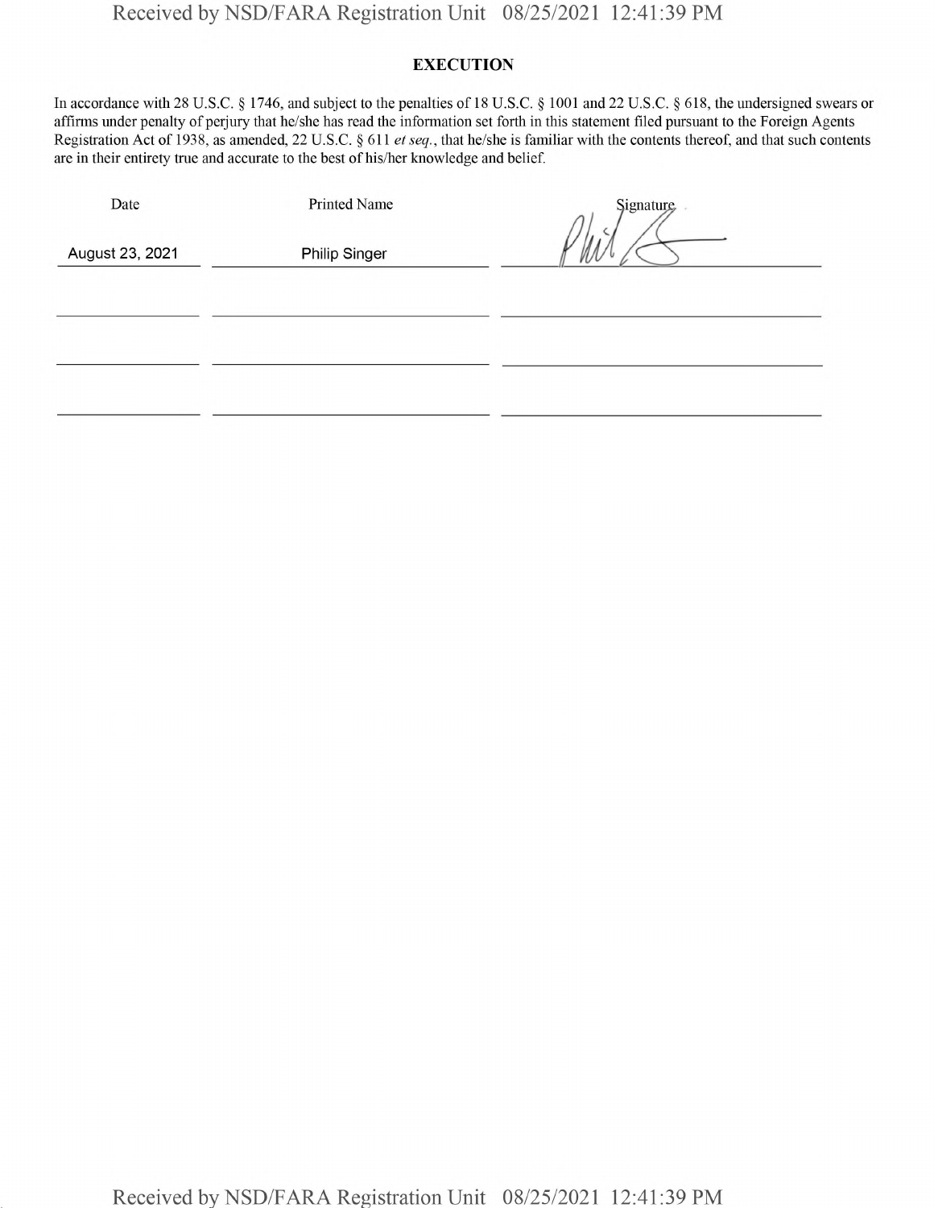## EXECUTION

In accordance with 28 U.S.C. § 1746, and subject to the penalties of 18 U.S.C. § 1001 and 22 U.S.C. § 618, the undersigned swears or affirms under penalty of perjury that he/she has read the information set forth in this statement filed pursuant to the Foreign Agents Registration Act of 1938, as amended, 22 U.S.C. § 611 *et seq.*, that he/she is familiar with the contents thereof, and that such contents are in their entirety true and accurate to the best of his/her knowledge and belief.

| Date | Printed Name | Signature |
| --- | --- | --- |
| August 23, 2021 | Philip Singer | Phil S |
| | | |
| | | |
| | | |